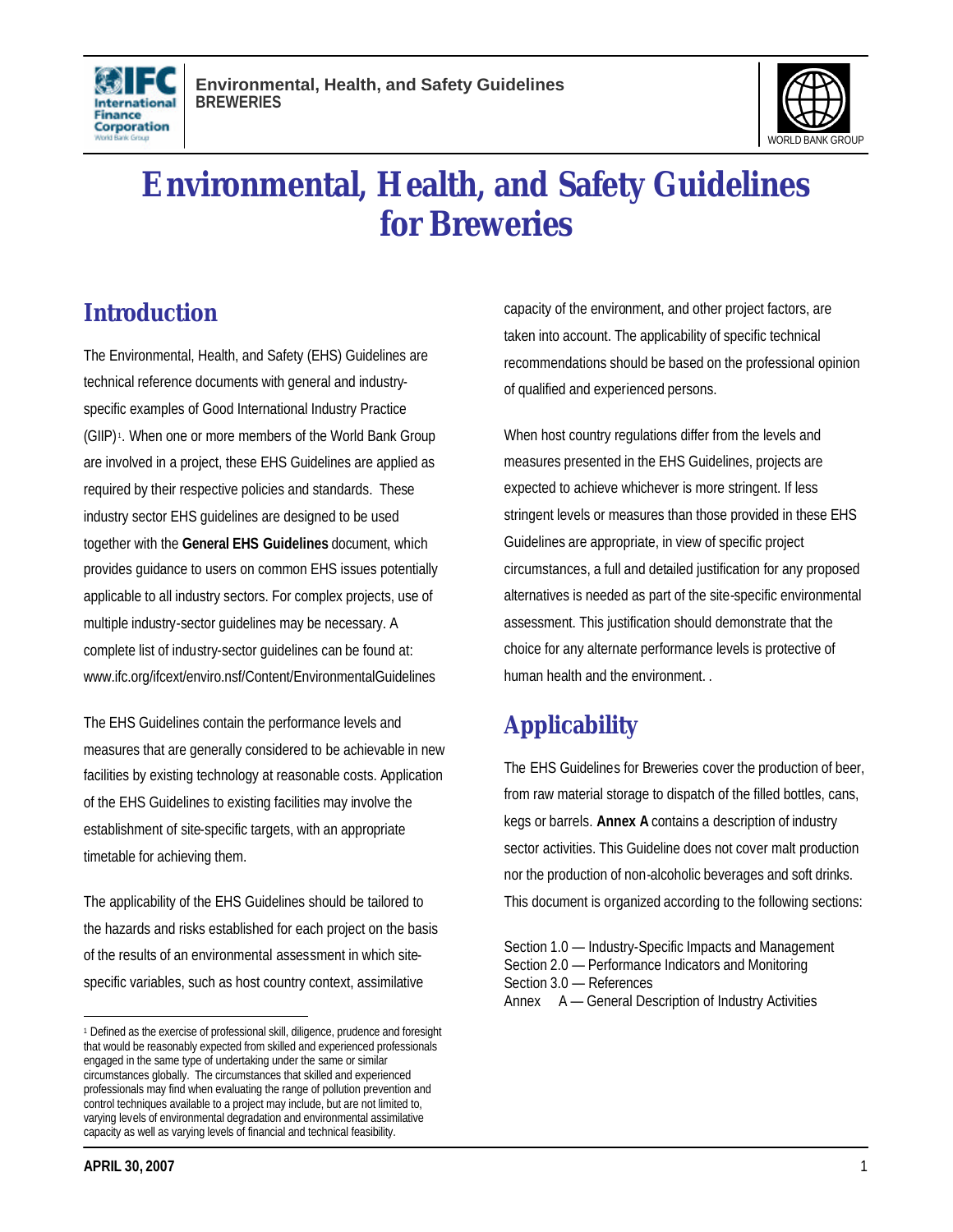# Environmental, Health, and Safety Guidelines for Breweries

## Introduction

The Environmental, Health, and Safety (EHS) Guidelines are technical reference documents with general and industry-specific examples of Good International Industry Practice (GIIP)[1]. When one or more members of the World Bank Group are involved in a project, these EHS Guidelines are applied as required by their respective policies and standards. These industry sector EHS guidelines are designed to be used together with the **General EHS Guidelines** document, which provides guidance to users on common EHS issues potentially applicable to all industry sectors. For complex projects, use of multiple industry-sector guidelines may be necessary. A complete list of industry-sector guidelines can be found at: www.ifc.org/ifcext/enviro.nsf/Content/EnvironmentalGuidelines

The EHS Guidelines contain the performance levels and measures that are generally considered to be achievable in new facilities by existing technology at reasonable costs. Application of the EHS Guidelines to existing facilities may involve the establishment of site-specific targets, with an appropriate timetable for achieving them.

The applicability of the EHS Guidelines should be tailored to the hazards and risks established for each project on the basis of the results of an environmental assessment in which site-specific variables, such as host country context, assimilative capacity of the environment, and other project factors, are taken into account. The applicability of specific technical recommendations should be based on the professional opinion of qualified and experienced persons.

When host country regulations differ from the levels and measures presented in the EHS Guidelines, projects are expected to achieve whichever is more stringent. If less stringent levels or measures than those provided in these EHS Guidelines are appropriate, in view of specific project circumstances, a full and detailed justification for any proposed alternatives is needed as part of the site-specific environmental assessment. This justification should demonstrate that the choice for any alternate performance levels is protective of human health and the environment. .

## Applicability

The EHS Guidelines for Breweries cover the production of beer, from raw material storage to dispatch of the filled bottles, cans, kegs or barrels. **Annex A** contains a description of industry sector activities. This Guideline does not cover malt production nor the production of non-alcoholic beverages and soft drinks. This document is organized according to the following sections:

Section 1.0 — Industry-Specific Impacts and Management
Section 2.0 — Performance Indicators and Monitoring
Section 3.0 — References
Annex A — General Description of Industry Activities

---

[1] Defined as the exercise of professional skill, diligence, prudence and foresight that would be reasonably expected from skilled and experienced professionals engaged in the same type of undertaking under the same or similar circumstances globally. The circumstances that skilled and experienced professionals may find when evaluating the range of pollution prevention and control techniques available to a project may include, but are not limited to, varying levels of environmental degradation and environmental assimilative capacity as well as varying levels of financial and technical feasibility.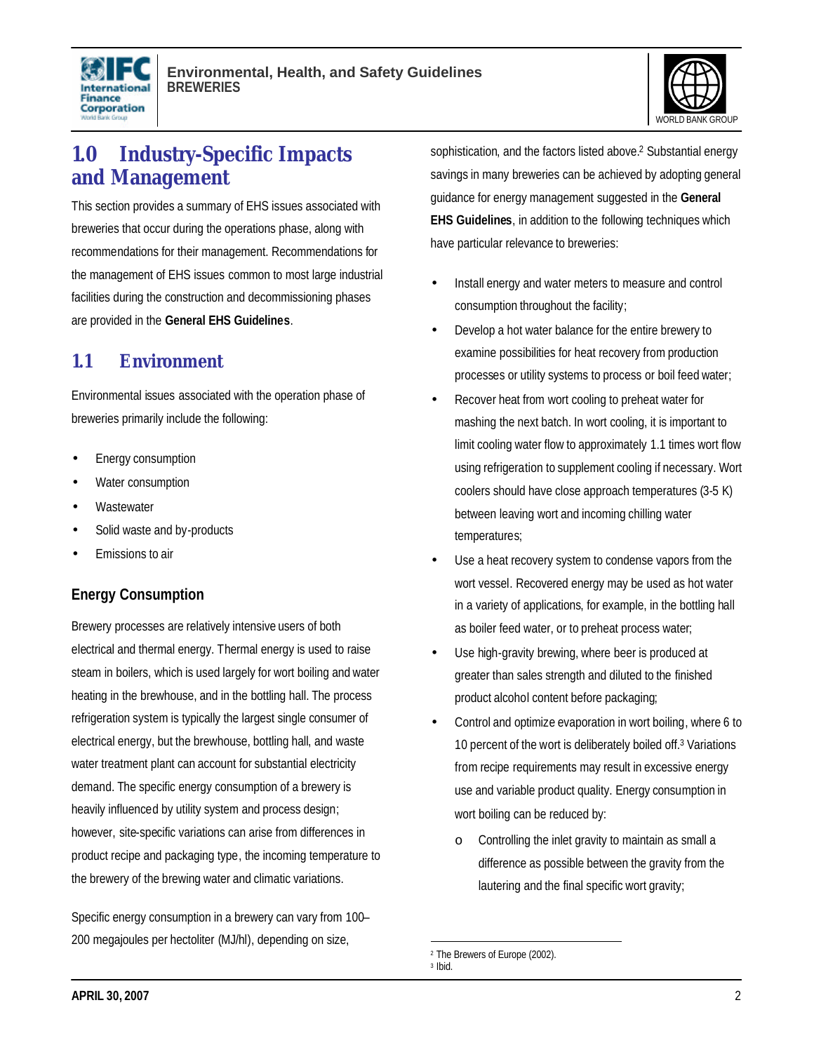# 1.0 Industry-Specific Impacts and Management

This section provides a summary of EHS issues associated with breweries that occur during the operations phase, along with recommendations for their management. Recommendations for the management of EHS issues common to most large industrial facilities during the construction and decommissioning phases are provided in the **General EHS Guidelines**.

## 1.1 Environment

Environmental issues associated with the operation phase of breweries primarily include the following:

- Energy consumption
- Water consumption
- Wastewater
- Solid waste and by-products
- Emissions to air

### Energy Consumption

Brewery processes are relatively intensive users of both electrical and thermal energy. Thermal energy is used to raise steam in boilers, which is used largely for wort boiling and water heating in the brewhouse, and in the bottling hall. The process refrigeration system is typically the largest single consumer of electrical energy, but the brewhouse, bottling hall, and waste water treatment plant can account for substantial electricity demand. The specific energy consumption of a brewery is heavily influenced by utility system and process design; however, site-specific variations can arise from differences in product recipe and packaging type, the incoming temperature to the brewery of the brewing water and climatic variations.

Specific energy consumption in a brewery can vary from 100–200 megajoules per hectoliter (MJ/hl), depending on size, sophistication, and the factors listed above.[2] Substantial energy savings in many breweries can be achieved by adopting general guidance for energy management suggested in the **General EHS Guidelines**, in addition to the following techniques which have particular relevance to breweries:

- Install energy and water meters to measure and control consumption throughout the facility;
- Develop a hot water balance for the entire brewery to examine possibilities for heat recovery from production processes or utility systems to process or boil feed water;
- Recover heat from wort cooling to preheat water for mashing the next batch. In wort cooling, it is important to limit cooling water flow to approximately 1.1 times wort flow using refrigeration to supplement cooling if necessary. Wort coolers should have close approach temperatures (3-5 K) between leaving wort and incoming chilling water temperatures;
- Use a heat recovery system to condense vapors from the wort vessel. Recovered energy may be used as hot water in a variety of applications, for example, in the bottling hall as boiler feed water, or to preheat process water;
- Use high-gravity brewing, where beer is produced at greater than sales strength and diluted to the finished product alcohol content before packaging;
- Control and optimize evaporation in wort boiling, where 6 to 10 percent of the wort is deliberately boiled off.[3] Variations from recipe requirements may result in excessive energy use and variable product quality. Energy consumption in wort boiling can be reduced by:
    - Controlling the inlet gravity to maintain as small a difference as possible between the gravity from the lautering and the final specific wort gravity;

---

[2] The Brewers of Europe (2002).
[3] Ibid.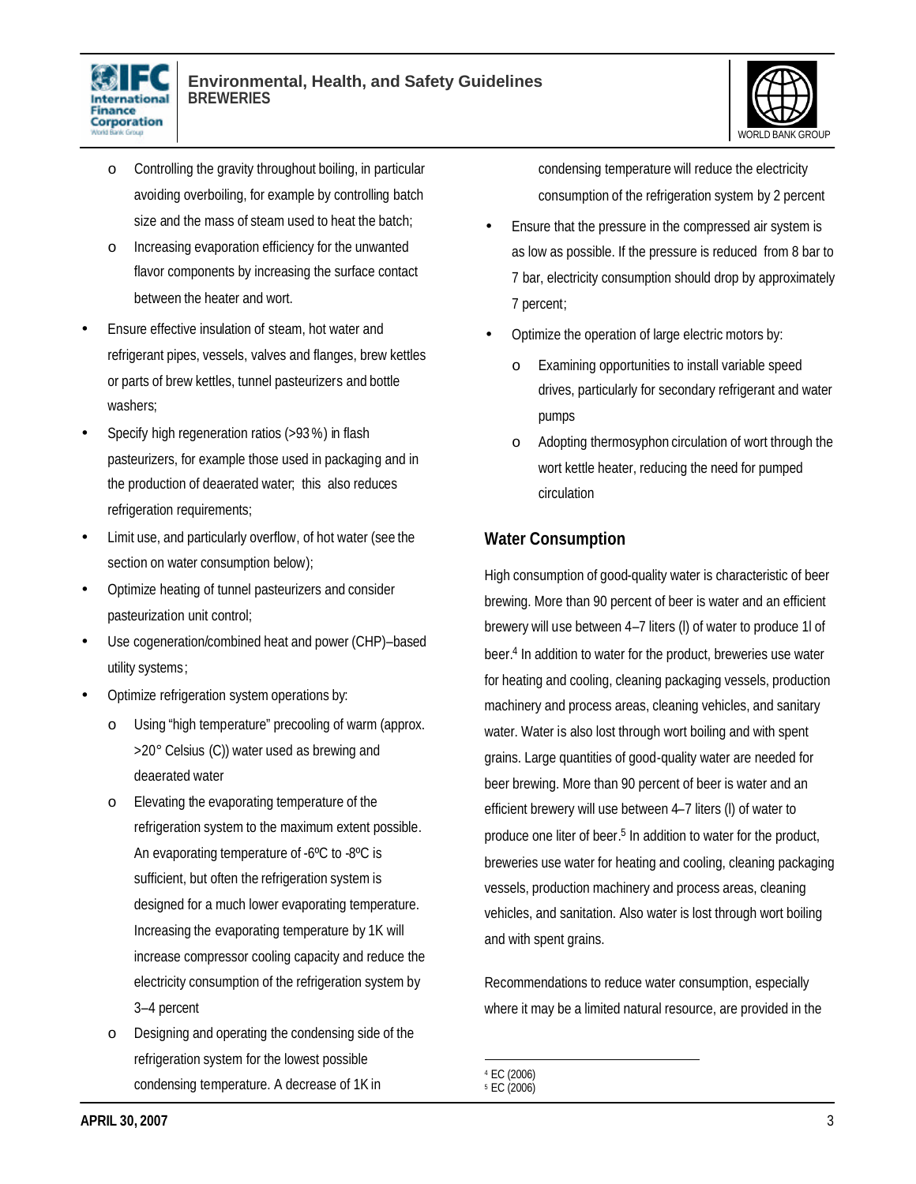- Controlling the gravity throughout boiling, in particular avoiding overboiling, for example by controlling batch size and the mass of steam used to heat the batch;
  - Increasing evaporation efficiency for the unwanted flavor components by increasing the surface contact between the heater and wort.
- Ensure effective insulation of steam, hot water and refrigerant pipes, vessels, valves and flanges, brew kettles or parts of brew kettles, tunnel pasteurizers and bottle washers;
- Specify high regeneration ratios (>93%) in flash pasteurizers, for example those used in packaging and in the production of deaerated water; this also reduces refrigeration requirements;
- Limit use, and particularly overflow, of hot water (see the section on water consumption below);
- Optimize heating of tunnel pasteurizers and consider pasteurization unit control;
- Use cogeneration/combined heat and power (CHP)–based utility systems;
- Optimize refrigeration system operations by:
  - Using "high temperature" precooling of warm (approx. >20° Celsius (C)) water used as brewing and deaerated water
  - Elevating the evaporating temperature of the refrigeration system to the maximum extent possible. An evaporating temperature of -6ºC to -8ºC is sufficient, but often the refrigeration system is designed for a much lower evaporating temperature. Increasing the evaporating temperature by 1K will increase compressor cooling capacity and reduce the electricity consumption of the refrigeration system by 3–4 percent
  - Designing and operating the condensing side of the refrigeration system for the lowest possible condensing temperature. A decrease of 1K in condensing temperature will reduce the electricity consumption of the refrigeration system by 2 percent
- Ensure that the pressure in the compressed air system is as low as possible. If the pressure is reduced from 8 bar to 7 bar, electricity consumption should drop by approximately 7 percent;
- Optimize the operation of large electric motors by:
  - Examining opportunities to install variable speed drives, particularly for secondary refrigerant and water pumps
  - Adopting thermosyphon circulation of wort through the wort kettle heater, reducing the need for pumped circulation

## Water Consumption

High consumption of good-quality water is characteristic of beer brewing. More than 90 percent of beer is water and an efficient brewery will use between 4–7 liters (l) of water to produce 1l of beer.[4] In addition to water for the product, breweries use water for heating and cooling, cleaning packaging vessels, production machinery and process areas, cleaning vehicles, and sanitary water. Water is also lost through wort boiling and with spent grains. Large quantities of good-quality water are needed for beer brewing. More than 90 percent of beer is water and an efficient brewery will use between 4–7 liters (l) of water to produce one liter of beer.[5] In addition to water for the product, breweries use water for heating and cooling, cleaning packaging vessels, production machinery and process areas, cleaning vehicles, and sanitation. Also water is lost through wort boiling and with spent grains.

Recommendations to reduce water consumption, especially where it may be a limited natural resource, are provided in the

---

[4] EC (2006)
[5] EC (2006)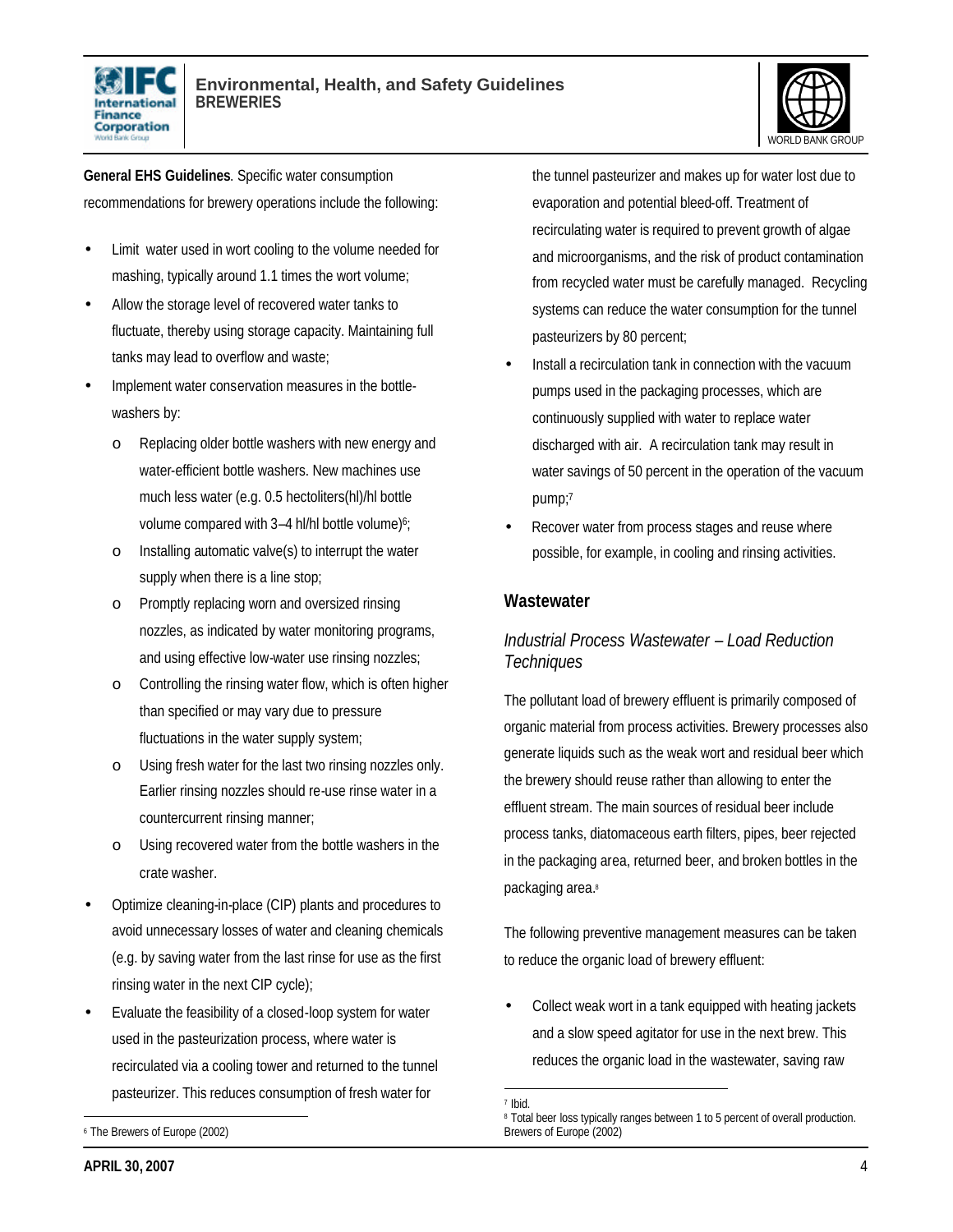**General EHS Guidelines**. Specific water consumption recommendations for brewery operations include the following:

- Limit water used in wort cooling to the volume needed for mashing, typically around 1.1 times the wort volume;
- Allow the storage level of recovered water tanks to fluctuate, thereby using storage capacity. Maintaining full tanks may lead to overflow and waste;
- Implement water conservation measures in the bottle-washers by:
    - Replacing older bottle washers with new energy and water-efficient bottle washers. New machines use much less water (e.g. 0.5 hectoliters(hl)/hl bottle volume compared with 3–4 hl/hl bottle volume)[6];
    - Installing automatic valve(s) to interrupt the water supply when there is a line stop;
    - Promptly replacing worn and oversized rinsing nozzles, as indicated by water monitoring programs, and using effective low-water use rinsing nozzles;
    - Controlling the rinsing water flow, which is often higher than specified or may vary due to pressure fluctuations in the water supply system;
    - Using fresh water for the last two rinsing nozzles only. Earlier rinsing nozzles should re-use rinse water in a countercurrent rinsing manner;
    - Using recovered water from the bottle washers in the crate washer.
- Optimize cleaning-in-place (CIP) plants and procedures to avoid unnecessary losses of water and cleaning chemicals (e.g. by saving water from the last rinse for use as the first rinsing water in the next CIP cycle);
- Evaluate the feasibility of a closed-loop system for water used in the pasteurization process, where water is recirculated via a cooling tower and returned to the tunnel pasteurizer. This reduces consumption of fresh water for the tunnel pasteurizer and makes up for water lost due to evaporation and potential bleed-off. Treatment of recirculating water is required to prevent growth of algae and microorganisms, and the risk of product contamination from recycled water must be carefully managed. Recycling systems can reduce the water consumption for the tunnel pasteurizers by 80 percent;
- Install a recirculation tank in connection with the vacuum pumps used in the packaging processes, which are continuously supplied with water to replace water discharged with air. A recirculation tank may result in water savings of 50 percent in the operation of the vacuum pump;[7]
- Recover water from process stages and reuse where possible, for example, in cooling and rinsing activities.

## Wastewater

### *Industrial Process Wastewater – Load Reduction Techniques*

The pollutant load of brewery effluent is primarily composed of organic material from process activities. Brewery processes also generate liquids such as the weak wort and residual beer which the brewery should reuse rather than allowing to enter the effluent stream. The main sources of residual beer include process tanks, diatomaceous earth filters, pipes, beer rejected in the packaging area, returned beer, and broken bottles in the packaging area.[8]

The following preventive management measures can be taken to reduce the organic load of brewery effluent:

- Collect weak wort in a tank equipped with heating jackets and a slow speed agitator for use in the next brew. This reduces the organic load in the wastewater, saving raw

---

[6] The Brewers of Europe (2002)

[7] Ibid.

[8] Total beer loss typically ranges between 1 to 5 percent of overall production. Brewers of Europe (2002)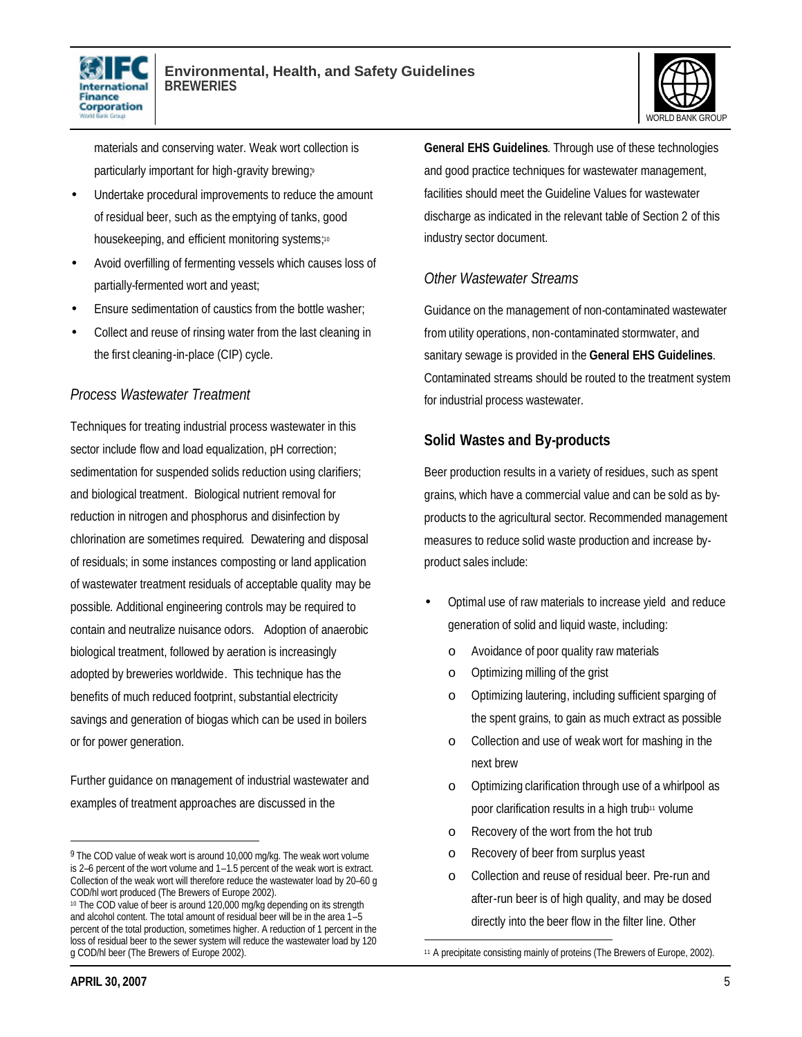materials and conserving water. Weak wort collection is particularly important for high-gravity brewing;[9]

- Undertake procedural improvements to reduce the amount of residual beer, such as the emptying of tanks, good housekeeping, and efficient monitoring systems;[10]
- Avoid overfilling of fermenting vessels which causes loss of partially-fermented wort and yeast;
- Ensure sedimentation of caustics from the bottle washer;
- Collect and reuse of rinsing water from the last cleaning in the first cleaning-in-place (CIP) cycle.

### *Process Wastewater Treatment*

Techniques for treating industrial process wastewater in this sector include flow and load equalization, pH correction; sedimentation for suspended solids reduction using clarifiers; and biological treatment. Biological nutrient removal for reduction in nitrogen and phosphorus and disinfection by chlorination are sometimes required. Dewatering and disposal of residuals; in some instances composting or land application of wastewater treatment residuals of acceptable quality may be possible. Additional engineering controls may be required to contain and neutralize nuisance odors. Adoption of anaerobic biological treatment, followed by aeration is increasingly adopted by breweries worldwide. This technique has the benefits of much reduced footprint, substantial electricity savings and generation of biogas which can be used in boilers or for power generation.

Further guidance on management of industrial wastewater and examples of treatment approaches are discussed in the **General EHS Guidelines**. Through use of these technologies and good practice techniques for wastewater management, facilities should meet the Guideline Values for wastewater discharge as indicated in the relevant table of Section 2 of this industry sector document.

### *Other Wastewater Streams*

Guidance on the management of non-contaminated wastewater from utility operations, non-contaminated stormwater, and sanitary sewage is provided in the **General EHS Guidelines**. Contaminated streams should be routed to the treatment system for industrial process wastewater.

## Solid Wastes and By-products

Beer production results in a variety of residues, such as spent grains, which have a commercial value and can be sold as by-products to the agricultural sector. Recommended management measures to reduce solid waste production and increase by-product sales include:

- Optimal use of raw materials to increase yield and reduce generation of solid and liquid waste, including:
  - Avoidance of poor quality raw materials
  - Optimizing milling of the grist
  - Optimizing lautering, including sufficient sparging of the spent grains, to gain as much extract as possible
  - Collection and use of weak wort for mashing in the next brew
  - Optimizing clarification through use of a whirlpool as poor clarification results in a high trub[11] volume
  - Recovery of the wort from the hot trub
  - Recovery of beer from surplus yeast
  - Collection and reuse of residual beer. Pre-run and after-run beer is of high quality, and may be dosed directly into the beer flow in the filter line. Other

---

[9] The COD value of weak wort is around 10,000 mg/kg. The weak wort volume is 2–6 percent of the wort volume and 1–1.5 percent of the weak wort is extract. Collection of the weak wort will therefore reduce the wastewater load by 20–60 g COD/hl wort produced (The Brewers of Europe 2002).

[10] The COD value of beer is around 120,000 mg/kg depending on its strength and alcohol content. The total amount of residual beer will be in the area 1–5 percent of the total production, sometimes higher. A reduction of 1 percent in the loss of residual beer to the sewer system will reduce the wastewater load by 120 g COD/hl beer (The Brewers of Europe 2002).

[11] A precipitate consisting mainly of proteins (The Brewers of Europe, 2002).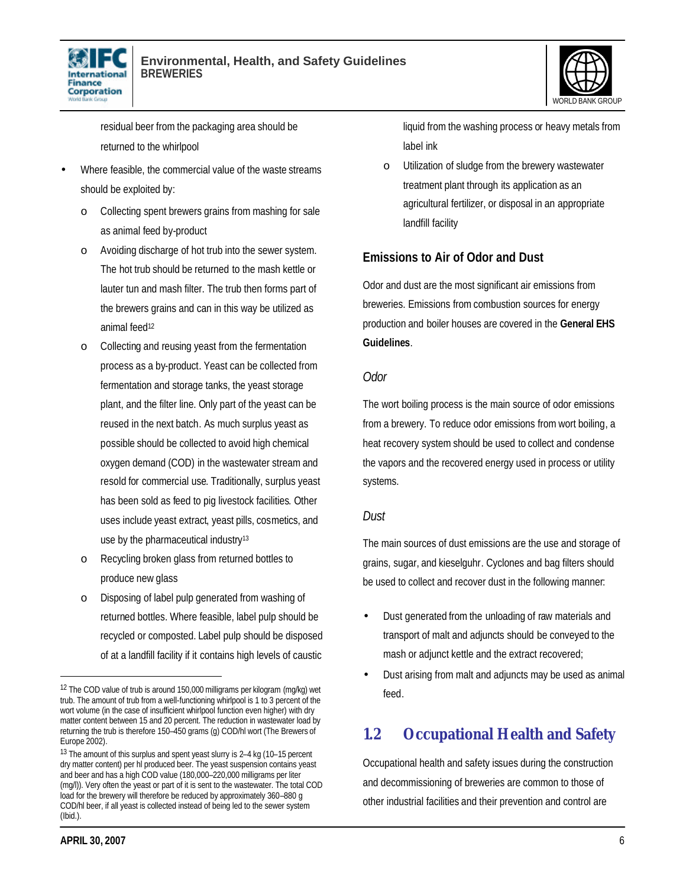residual beer from the packaging area should be returned to the whirlpool

- Where feasible, the commercial value of the waste streams should be exploited by:
  - Collecting spent brewers grains from mashing for sale as animal feed by-product
  - Avoiding discharge of hot trub into the sewer system. The hot trub should be returned to the mash kettle or lauter tun and mash filter. The trub then forms part of the brewers grains and can in this way be utilized as animal feed[12]
  - Collecting and reusing yeast from the fermentation process as a by-product. Yeast can be collected from fermentation and storage tanks, the yeast storage plant, and the filter line. Only part of the yeast can be reused in the next batch. As much surplus yeast as possible should be collected to avoid high chemical oxygen demand (COD) in the wastewater stream and resold for commercial use. Traditionally, surplus yeast has been sold as feed to pig livestock facilities. Other uses include yeast extract, yeast pills, cosmetics, and use by the pharmaceutical industry[13]
  - Recycling broken glass from returned bottles to produce new glass
  - Disposing of label pulp generated from washing of returned bottles. Where feasible, label pulp should be recycled or composted. Label pulp should be disposed of at a landfill facility if it contains high levels of caustic liquid from the washing process or heavy metals from label ink
  - Utilization of sludge from the brewery wastewater treatment plant through its application as an agricultural fertilizer, or disposal in an appropriate landfill facility

### Emissions to Air of Odor and Dust

Odor and dust are the most significant air emissions from breweries. Emissions from combustion sources for energy production and boiler houses are covered in the **General EHS Guidelines**.

#### *Odor*

The wort boiling process is the main source of odor emissions from a brewery. To reduce odor emissions from wort boiling, a heat recovery system should be used to collect and condense the vapors and the recovered energy used in process or utility systems.

#### *Dust*

The main sources of dust emissions are the use and storage of grains, sugar, and kieselguhr. Cyclones and bag filters should be used to collect and recover dust in the following manner:

- Dust generated from the unloading of raw materials and transport of malt and adjuncts should be conveyed to the mash or adjunct kettle and the extract recovered;
- Dust arising from malt and adjuncts may be used as animal feed.

## 1.2 Occupational Health and Safety

Occupational health and safety issues during the construction and decommissioning of breweries are common to those of other industrial facilities and their prevention and control are

---

[12] The COD value of trub is around 150,000 milligrams per kilogram (mg/kg) wet trub. The amount of trub from a well-functioning whirlpool is 1 to 3 percent of the wort volume (in the case of insufficient whirlpool function even higher) with dry matter content between 15 and 20 percent. The reduction in wastewater load by returning the trub is therefore 150–450 grams (g) COD/hl wort (The Brewers of Europe 2002).

[13] The amount of this surplus and spent yeast slurry is 2–4 kg (10–15 percent dry matter content) per hl produced beer. The yeast suspension contains yeast and beer and has a high COD value (180,000–220,000 milligrams per liter (mg/l)). Very often the yeast or part of it is sent to the wastewater. The total COD load for the brewery will therefore be reduced by approximately 360–880 g COD/hl beer, if all yeast is collected instead of being led to the sewer system (Ibid.).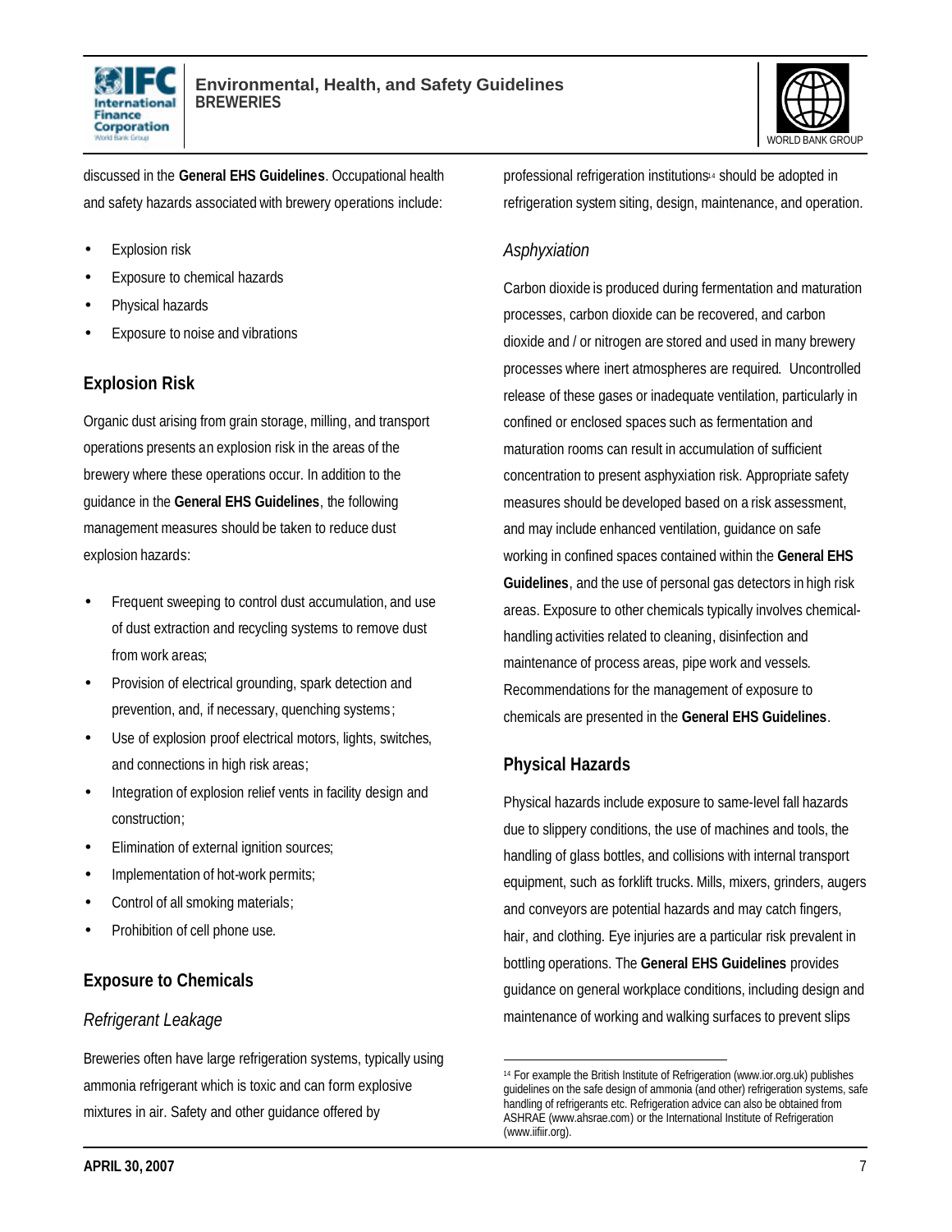discussed in the **General EHS Guidelines**. Occupational health and safety hazards associated with brewery operations include:

- Explosion risk
- Exposure to chemical hazards
- Physical hazards
- Exposure to noise and vibrations

## Explosion Risk

Organic dust arising from grain storage, milling, and transport operations presents an explosion risk in the areas of the brewery where these operations occur. In addition to the guidance in the **General EHS Guidelines**, the following management measures should be taken to reduce dust explosion hazards:

- Frequent sweeping to control dust accumulation, and use of dust extraction and recycling systems to remove dust from work areas;
- Provision of electrical grounding, spark detection and prevention, and, if necessary, quenching systems;
- Use of explosion proof electrical motors, lights, switches, and connections in high risk areas;
- Integration of explosion relief vents in facility design and construction;
- Elimination of external ignition sources;
- Implementation of hot-work permits;
- Control of all smoking materials;
- Prohibition of cell phone use.

## Exposure to Chemicals

### *Refrigerant Leakage*

Breweries often have large refrigeration systems, typically using ammonia refrigerant which is toxic and can form explosive mixtures in air. Safety and other guidance offered by professional refrigeration institutions[14] should be adopted in refrigeration system siting, design, maintenance, and operation.

### *Asphyxiation*

Carbon dioxide is produced during fermentation and maturation processes, carbon dioxide can be recovered, and carbon dioxide and / or nitrogen are stored and used in many brewery processes where inert atmospheres are required. Uncontrolled release of these gases or inadequate ventilation, particularly in confined or enclosed spaces such as fermentation and maturation rooms can result in accumulation of sufficient concentration to present asphyxiation risk. Appropriate safety measures should be developed based on a risk assessment, and may include enhanced ventilation, guidance on safe working in confined spaces contained within the **General EHS Guidelines**, and the use of personal gas detectors in high risk areas. Exposure to other chemicals typically involves chemical-handling activities related to cleaning, disinfection and maintenance of process areas, pipe work and vessels. Recommendations for the management of exposure to chemicals are presented in the **General EHS Guidelines**.

## Physical Hazards

Physical hazards include exposure to same-level fall hazards due to slippery conditions, the use of machines and tools, the handling of glass bottles, and collisions with internal transport equipment, such as forklift trucks. Mills, mixers, grinders, augers and conveyors are potential hazards and may catch fingers, hair, and clothing. Eye injuries are a particular risk prevalent in bottling operations. The **General EHS Guidelines** provides guidance on general workplace conditions, including design and maintenance of working and walking surfaces to prevent slips

---

[14] For example the British Institute of Refrigeration (www.ior.org.uk) publishes guidelines on the safe design of ammonia (and other) refrigeration systems, safe handling of refrigerants etc. Refrigeration advice can also be obtained from ASHRAE (www.ahsrae.com) or the International Institute of Refrigeration (www.iifiir.org).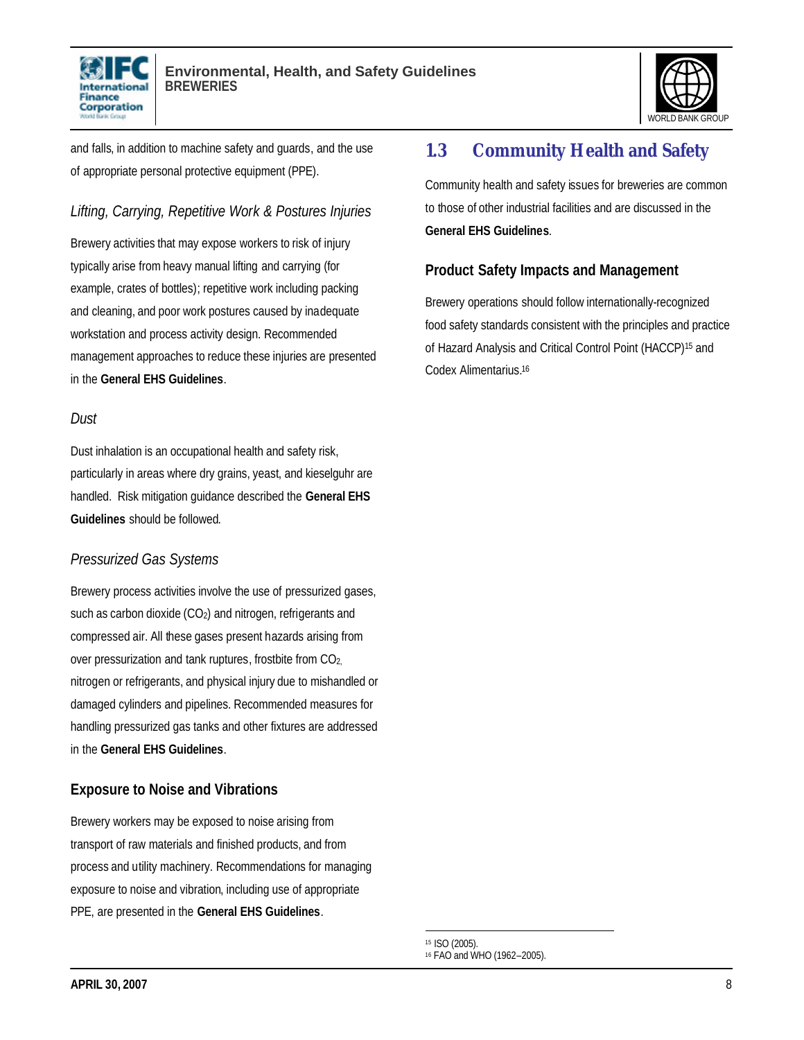and falls, in addition to machine safety and guards, and the use of appropriate personal protective equipment (PPE).

#### *Lifting, Carrying, Repetitive Work & Postures Injuries*

Brewery activities that may expose workers to risk of injury typically arise from heavy manual lifting and carrying (for example, crates of bottles); repetitive work including packing and cleaning, and poor work postures caused by inadequate workstation and process activity design. Recommended management approaches to reduce these injuries are presented in the **General EHS Guidelines**.

#### *Dust*

Dust inhalation is an occupational health and safety risk, particularly in areas where dry grains, yeast, and kieselguhr are handled. Risk mitigation guidance described the **General EHS Guidelines** should be followed.

#### *Pressurized Gas Systems*

Brewery process activities involve the use of pressurized gases, such as carbon dioxide ($CO_2$) and nitrogen, refrigerants and compressed air. All these gases present hazards arising from over pressurization and tank ruptures, frostbite from $CO_2$, nitrogen or refrigerants, and physical injury due to mishandled or damaged cylinders and pipelines. Recommended measures for handling pressurized gas tanks and other fixtures are addressed in the **General EHS Guidelines**.

### Exposure to Noise and Vibrations

Brewery workers may be exposed to noise arising from transport of raw materials and finished products, and from process and utility machinery. Recommendations for managing exposure to noise and vibration, including use of appropriate PPE, are presented in the **General EHS Guidelines**.

## 1.3 Community Health and Safety

Community health and safety issues for breweries are common to those of other industrial facilities and are discussed in the **General EHS Guidelines**.

### Product Safety Impacts and Management

Brewery operations should follow internationally-recognized food safety standards consistent with the principles and practice of Hazard Analysis and Critical Control Point (HACCP)[15] and Codex Alimentarius.[16]

---

[15] ISO (2005).
[16] FAO and WHO (1962–2005).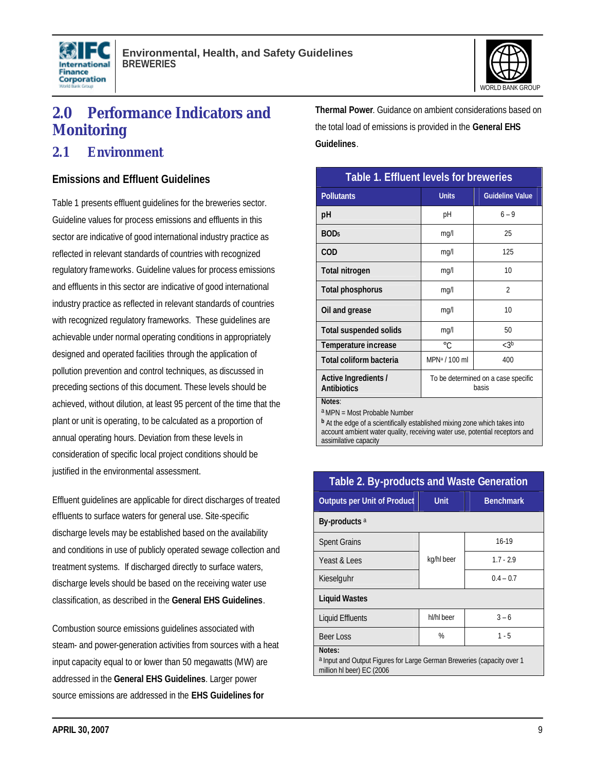# 2.0 Performance Indicators and Monitoring

## 2.1 Environment

### Emissions and Effluent Guidelines

Table 1 presents effluent guidelines for the breweries sector. Guideline values for process emissions and effluents in this sector are indicative of good international industry practice as reflected in relevant standards of countries with recognized regulatory frameworks. Guideline values for process emissions and effluents in this sector are indicative of good international industry practice as reflected in relevant standards of countries with recognized regulatory frameworks. These guidelines are achievable under normal operating conditions in appropriately designed and operated facilities through the application of pollution prevention and control techniques, as discussed in preceding sections of this document. These levels should be achieved, without dilution, at least 95 percent of the time that the plant or unit is operating, to be calculated as a proportion of annual operating hours. Deviation from these levels in consideration of specific local project conditions should be justified in the environmental assessment.

Effluent guidelines are applicable for direct discharges of treated effluents to surface waters for general use. Site-specific discharge levels may be established based on the availability and conditions in use of publicly operated sewage collection and treatment systems. If discharged directly to surface waters, discharge levels should be based on the receiving water use classification, as described in the **General EHS Guidelines**.

Combustion source emissions guidelines associated with steam- and power-generation activities from sources with a heat input capacity equal to or lower than 50 megawatts (MW) are addressed in the **General EHS Guidelines**. Larger power source emissions are addressed in the **EHS Guidelines for Thermal Power**. Guidance on ambient considerations based on the total load of emissions is provided in the **General EHS Guidelines**.

**Table 1. Effluent levels for breweries**

| Pollutants | Units | Guideline Value |
|---|---|---|
| pH | pH | 6 – 9 |
| $BOD_5$ | mg/l | 25 |
| COD | mg/l | 125 |
| Total nitrogen | mg/l | 10 |
| Total phosphorus | mg/l | 2 |
| Oil and grease | mg/l | 10 |
| Total suspended solids | mg/l | 50 |
| Temperature increase | °C | <3[b] |
| Total coliform bacteria | MPN[a] / 100 ml | 400 |
| Active Ingredients / Antibiotics | To be determined on a case specific basis | |

Notes:
[a] MPN = Most Probable Number
[b] At the edge of a scientifically established mixing zone which takes into account ambient water quality, receiving water use, potential receptors and assimilative capacity

**Table 2. By-products and Waste Generation**

| Outputs per Unit of Product | Unit | Benchmark |
|---|---|---|
| **By-products** [a] | | |
| Spent Grains | kg/hl beer | 16-19 |
| Yeast & Lees | kg/hl beer | 1.7 - 2.9 |
| Kieselguhr | kg/hl beer | 0.4 – 0.7 |
| **Liquid Wastes** | | |
| Liquid Effluents | hl/hl beer | 3 – 6 |
| Beer Loss | % | 1 - 5 |

Notes:
[a] Input and Output Figures for Large German Breweries (capacity over 1 million hl beer) EC (2006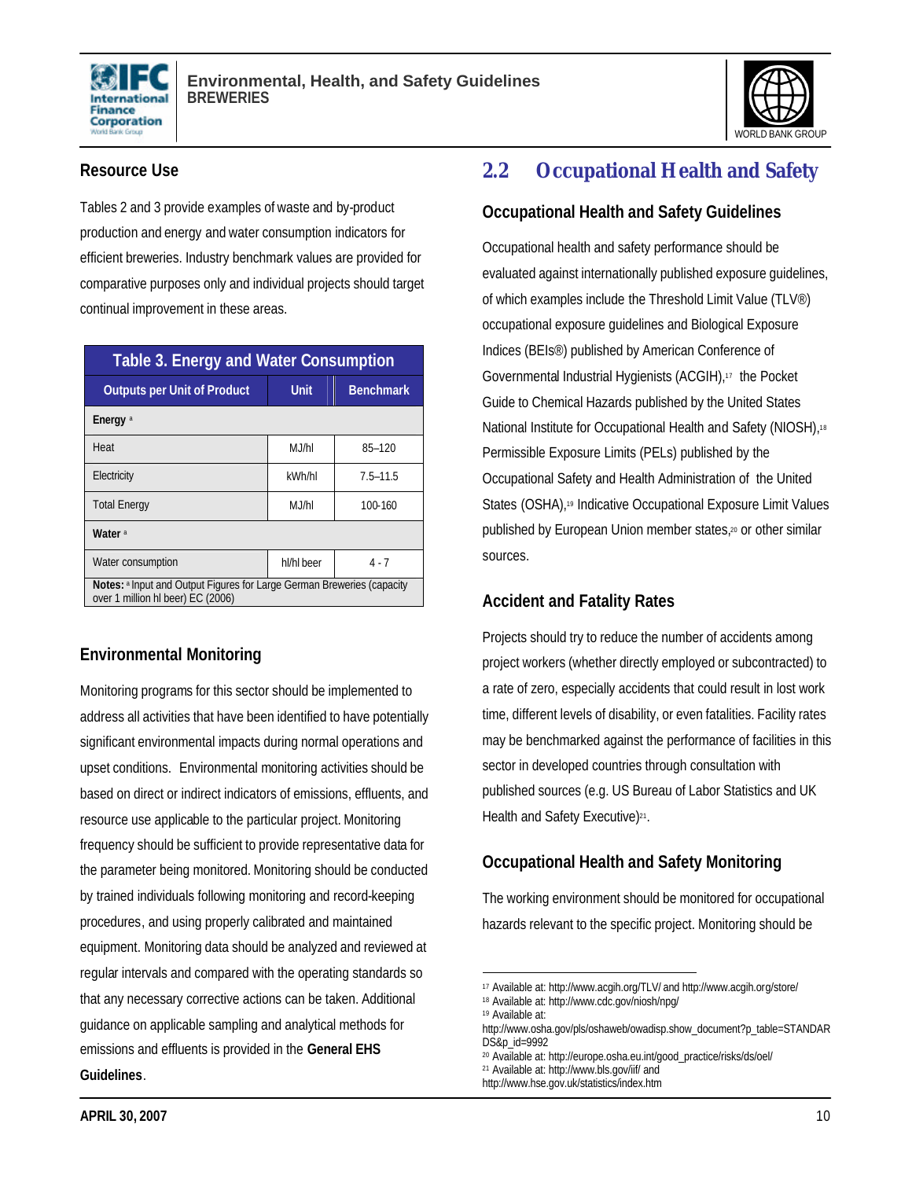### Resource Use

Tables 2 and 3 provide examples of waste and by-product production and energy and water consumption indicators for efficient breweries. Industry benchmark values are provided for comparative purposes only and individual projects should target continual improvement in these areas.

**Table 3. Energy and Water Consumption**

| Outputs per Unit of Product | Unit | Benchmark |
|---|---|---|
| **Energy** [a] | | |
| Heat | MJ/hl | 85–120 |
| Electricity | kWh/hl | 7.5–11.5 |
| Total Energy | MJ/hl | 100-160 |
| **Water** [a] | | |
| Water consumption | hl/hl beer | 4 - 7 |
| **Notes:** [a] Input and Output Figures for Large German Breweries (capacity over 1 million hl beer) EC (2006) | | |

### Environmental Monitoring

Monitoring programs for this sector should be implemented to address all activities that have been identified to have potentially significant environmental impacts during normal operations and upset conditions. Environmental monitoring activities should be based on direct or indirect indicators of emissions, effluents, and resource use applicable to the particular project. Monitoring frequency should be sufficient to provide representative data for the parameter being monitored. Monitoring should be conducted by trained individuals following monitoring and record-keeping procedures, and using properly calibrated and maintained equipment. Monitoring data should be analyzed and reviewed at regular intervals and compared with the operating standards so that any necessary corrective actions can be taken. Additional guidance on applicable sampling and analytical methods for emissions and effluents is provided in the **General EHS Guidelines**.

## 2.2 Occupational Health and Safety

### Occupational Health and Safety Guidelines

Occupational health and safety performance should be evaluated against internationally published exposure guidelines, of which examples include the Threshold Limit Value (TLV®) occupational exposure guidelines and Biological Exposure Indices (BEIs®) published by American Conference of Governmental Industrial Hygienists (ACGIH),[17] the Pocket Guide to Chemical Hazards published by the United States National Institute for Occupational Health and Safety (NIOSH),[18] Permissible Exposure Limits (PELs) published by the Occupational Safety and Health Administration of the United States (OSHA),[19] Indicative Occupational Exposure Limit Values published by European Union member states,[20] or other similar sources.

### Accident and Fatality Rates

Projects should try to reduce the number of accidents among project workers (whether directly employed or subcontracted) to a rate of zero, especially accidents that could result in lost work time, different levels of disability, or even fatalities. Facility rates may be benchmarked against the performance of facilities in this sector in developed countries through consultation with published sources (e.g. US Bureau of Labor Statistics and UK Health and Safety Executive)[21].

### Occupational Health and Safety Monitoring

The working environment should be monitored for occupational hazards relevant to the specific project. Monitoring should be

---

[17] Available at: http://www.acgih.org/TLV/ and http://www.acgih.org/store/

[18] Available at: http://www.cdc.gov/niosh/npg/

[19] Available at: http://www.osha.gov/pls/oshaweb/owadisp.show_document?p_table=STANDARDS&p_id=9992

[20] Available at: http://europe.osha.eu.int/good_practice/risks/ds/oel/

[21] Available at: http://www.bls.gov/iif/ and http://www.hse.gov.uk/statistics/index.htm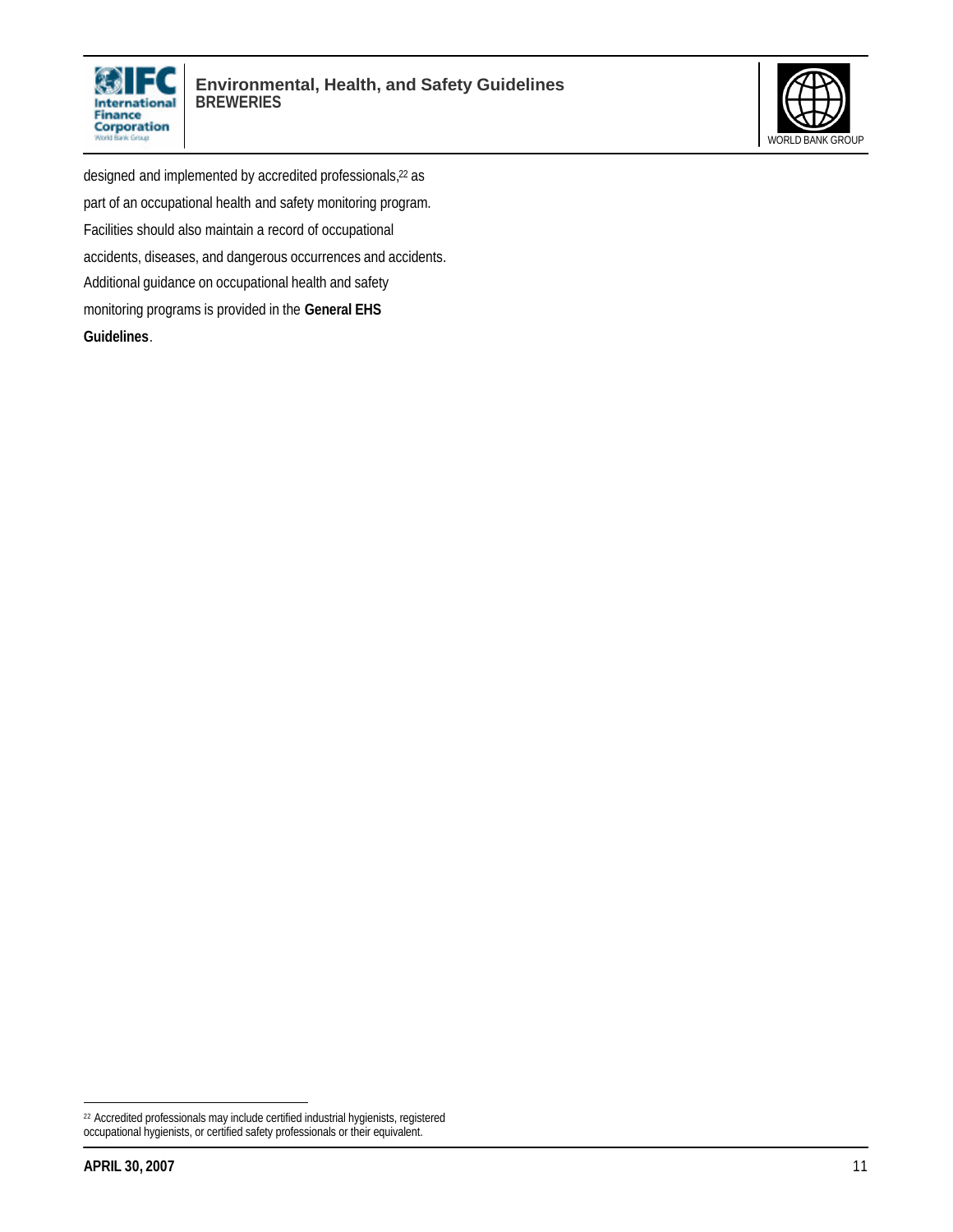designed and implemented by accredited professionals,[22] as part of an occupational health and safety monitoring program. Facilities should also maintain a record of occupational accidents, diseases, and dangerous occurrences and accidents. Additional guidance on occupational health and safety monitoring programs is provided in the **General EHS Guidelines**.

[22] Accredited professionals may include certified industrial hygienists, registered occupational hygienists, or certified safety professionals or their equivalent.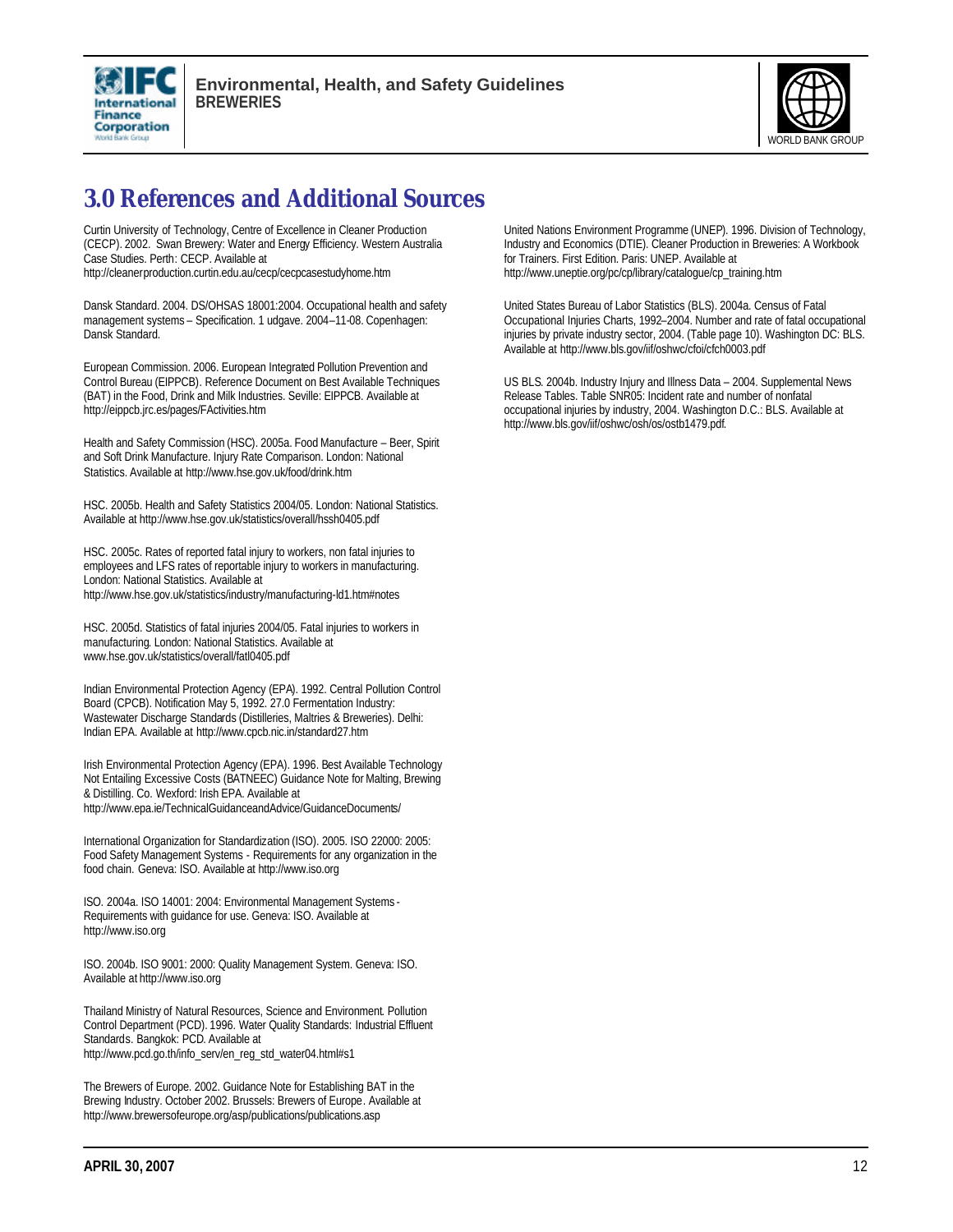# 3.0 References and Additional Sources

Curtin University of Technology, Centre of Excellence in Cleaner Production (CECP). 2002. Swan Brewery: Water and Energy Efficiency. Western Australia Case Studies. Perth: CECP. Available at http://cleanerproduction.curtin.edu.au/cecp/cecpcasestudyhome.htm

Dansk Standard. 2004. DS/OHSAS 18001:2004. Occupational health and safety management systems – Specification. 1 udgave. 2004–11-08. Copenhagen: Dansk Standard.

European Commission. 2006. European Integrated Pollution Prevention and Control Bureau (EIPPCB). Reference Document on Best Available Techniques (BAT) in the Food, Drink and Milk Industries. Seville: EIPPCB. Available at http://eippcb.jrc.es/pages/FActivities.htm

Health and Safety Commission (HSC). 2005a. Food Manufacture – Beer, Spirit and Soft Drink Manufacture. Injury Rate Comparison. London: National Statistics. Available at http://www.hse.gov.uk/food/drink.htm

HSC. 2005b. Health and Safety Statistics 2004/05. London: National Statistics. Available at http://www.hse.gov.uk/statistics/overall/hssh0405.pdf

HSC. 2005c. Rates of reported fatal injury to workers, non fatal injuries to employees and LFS rates of reportable injury to workers in manufacturing. London: National Statistics. Available at http://www.hse.gov.uk/statistics/industry/manufacturing-ld1.htm#notes

HSC. 2005d. Statistics of fatal injuries 2004/05. Fatal injuries to workers in manufacturing. London: National Statistics. Available at www.hse.gov.uk/statistics/overall/fatl0405.pdf

Indian Environmental Protection Agency (EPA). 1992. Central Pollution Control Board (CPCB). Notification May 5, 1992. 27.0 Fermentation Industry: Wastewater Discharge Standards (Distilleries, Maltries & Breweries). Delhi: Indian EPA. Available at http://www.cpcb.nic.in/standard27.htm

Irish Environmental Protection Agency (EPA). 1996. Best Available Technology Not Entailing Excessive Costs (BATNEEC) Guidance Note for Malting, Brewing & Distilling. Co. Wexford: Irish EPA. Available at http://www.epa.ie/TechnicalGuidanceandAdvice/GuidanceDocuments/

International Organization for Standardization (ISO). 2005. ISO 22000: 2005: Food Safety Management Systems - Requirements for any organization in the food chain. Geneva: ISO. Available at http://www.iso.org

ISO. 2004a. ISO 14001: 2004: Environmental Management Systems - Requirements with guidance for use. Geneva: ISO. Available at http://www.iso.org

ISO. 2004b. ISO 9001: 2000: Quality Management System. Geneva: ISO. Available at http://www.iso.org

Thailand Ministry of Natural Resources, Science and Environment. Pollution Control Department (PCD). 1996. Water Quality Standards: Industrial Effluent Standards. Bangkok: PCD. Available at http://www.pcd.go.th/info_serv/en_reg_std_water04.html#s1

The Brewers of Europe. 2002. Guidance Note for Establishing BAT in the Brewing Industry. October 2002. Brussels: Brewers of Europe. Available at http://www.brewersofeurope.org/asp/publications/publications.asp

United Nations Environment Programme (UNEP). 1996. Division of Technology, Industry and Economics (DTIE). Cleaner Production in Breweries: A Workbook for Trainers. First Edition. Paris: UNEP. Available at http://www.uneptie.org/pc/cp/library/catalogue/cp_training.htm

United States Bureau of Labor Statistics (BLS). 2004a. Census of Fatal Occupational Injuries Charts, 1992–2004. Number and rate of fatal occupational injuries by private industry sector, 2004. (Table page 10). Washington DC: BLS. Available at http://www.bls.gov/iif/oshwc/cfoi/cfch0003.pdf

US BLS. 2004b. Industry Injury and Illness Data – 2004. Supplemental News Release Tables. Table SNR05: Incident rate and number of nonfatal occupational injuries by industry, 2004. Washington D.C.: BLS. Available at http://www.bls.gov/iif/oshwc/osh/os/ostb1479.pdf.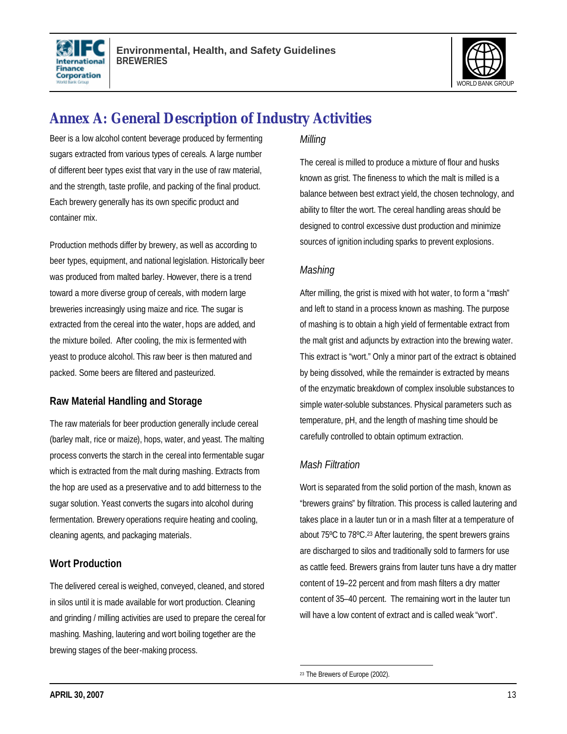# Annex A: General Description of Industry Activities

Beer is a low alcohol content beverage produced by fermenting sugars extracted from various types of cereals. A large number of different beer types exist that vary in the use of raw material, and the strength, taste profile, and packing of the final product. Each brewery generally has its own specific product and container mix.

Production methods differ by brewery, as well as according to beer types, equipment, and national legislation. Historically beer was produced from malted barley. However, there is a trend toward a more diverse group of cereals, with modern large breweries increasingly using maize and rice. The sugar is extracted from the cereal into the water, hops are added, and the mixture boiled. After cooling, the mix is fermented with yeast to produce alcohol. This raw beer is then matured and packed. Some beers are filtered and pasteurized.

## Raw Material Handling and Storage

The raw materials for beer production generally include cereal (barley malt, rice or maize), hops, water, and yeast. The malting process converts the starch in the cereal into fermentable sugar which is extracted from the malt during mashing. Extracts from the hop are used as a preservative and to add bitterness to the sugar solution. Yeast converts the sugars into alcohol during fermentation. Brewery operations require heating and cooling, cleaning agents, and packaging materials.

## Wort Production

The delivered cereal is weighed, conveyed, cleaned, and stored in silos until it is made available for wort production. Cleaning and grinding / milling activities are used to prepare the cereal for mashing. Mashing, lautering and wort boiling together are the brewing stages of the beer-making process.

### *Milling*

The cereal is milled to produce a mixture of flour and husks known as grist. The fineness to which the malt is milled is a balance between best extract yield, the chosen technology, and ability to filter the wort. The cereal handling areas should be designed to control excessive dust production and minimize sources of ignition including sparks to prevent explosions.

### *Mashing*

After milling, the grist is mixed with hot water, to form a "mash" and left to stand in a process known as mashing. The purpose of mashing is to obtain a high yield of fermentable extract from the malt grist and adjuncts by extraction into the brewing water. This extract is "wort." Only a minor part of the extract is obtained by being dissolved, while the remainder is extracted by means of the enzymatic breakdown of complex insoluble substances to simple water-soluble substances. Physical parameters such as temperature, pH, and the length of mashing time should be carefully controlled to obtain optimum extraction.

### *Mash Filtration*

Wort is separated from the solid portion of the mash, known as "brewers grains" by filtration. This process is called lautering and takes place in a lauter tun or in a mash filter at a temperature of about 75ºC to 78ºC.[23] After lautering, the spent brewers grains are discharged to silos and traditionally sold to farmers for use as cattle feed. Brewers grains from lauter tuns have a dry matter content of 19–22 percent and from mash filters a dry matter content of 35–40 percent. The remaining wort in the lauter tun will have a low content of extract and is called weak "wort".

[23] The Brewers of Europe (2002).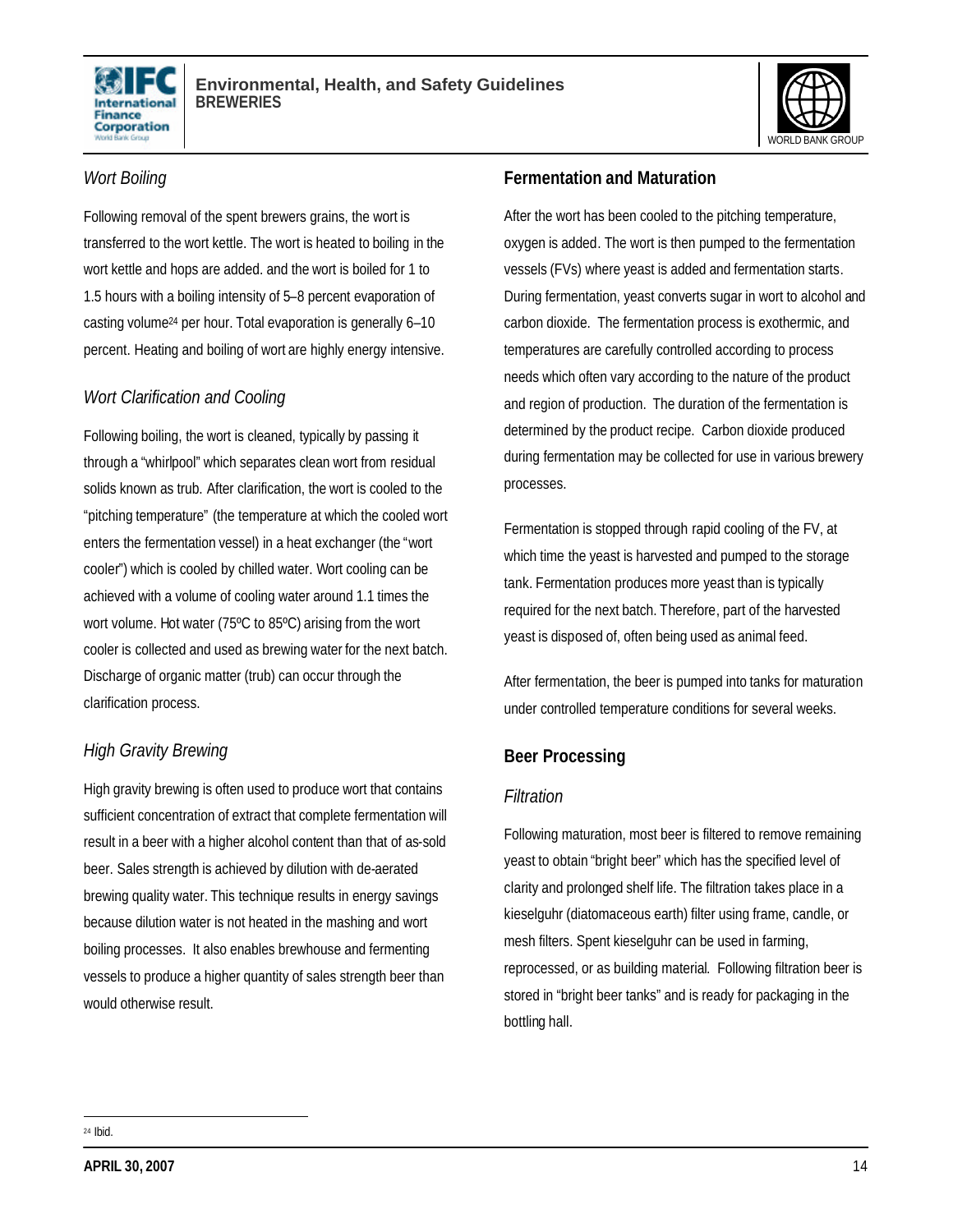### *Wort Boiling*

Following removal of the spent brewers grains, the wort is transferred to the wort kettle. The wort is heated to boiling in the wort kettle and hops are added. and the wort is boiled for 1 to 1.5 hours with a boiling intensity of 5–8 percent evaporation of casting volume[24] per hour. Total evaporation is generally 6–10 percent. Heating and boiling of wort are highly energy intensive.

### *Wort Clarification and Cooling*

Following boiling, the wort is cleaned, typically by passing it through a "whirlpool" which separates clean wort from residual solids known as trub. After clarification, the wort is cooled to the "pitching temperature" (the temperature at which the cooled wort enters the fermentation vessel) in a heat exchanger (the "wort cooler") which is cooled by chilled water. Wort cooling can be achieved with a volume of cooling water around 1.1 times the wort volume. Hot water (75ºC to 85ºC) arising from the wort cooler is collected and used as brewing water for the next batch. Discharge of organic matter (trub) can occur through the clarification process.

### *High Gravity Brewing*

High gravity brewing is often used to produce wort that contains sufficient concentration of extract that complete fermentation will result in a beer with a higher alcohol content than that of as-sold beer. Sales strength is achieved by dilution with de-aerated brewing quality water. This technique results in energy savings because dilution water is not heated in the mashing and wort boiling processes. It also enables brewhouse and fermenting vessels to produce a higher quantity of sales strength beer than would otherwise result.

## Fermentation and Maturation

After the wort has been cooled to the pitching temperature, oxygen is added. The wort is then pumped to the fermentation vessels (FVs) where yeast is added and fermentation starts. During fermentation, yeast converts sugar in wort to alcohol and carbon dioxide. The fermentation process is exothermic, and temperatures are carefully controlled according to process needs which often vary according to the nature of the product and region of production. The duration of the fermentation is determined by the product recipe. Carbon dioxide produced during fermentation may be collected for use in various brewery processes.

Fermentation is stopped through rapid cooling of the FV, at which time the yeast is harvested and pumped to the storage tank. Fermentation produces more yeast than is typically required for the next batch. Therefore, part of the harvested yeast is disposed of, often being used as animal feed.

After fermentation, the beer is pumped into tanks for maturation under controlled temperature conditions for several weeks.

## Beer Processing

### *Filtration*

Following maturation, most beer is filtered to remove remaining yeast to obtain "bright beer" which has the specified level of clarity and prolonged shelf life. The filtration takes place in a kieselguhr (diatomaceous earth) filter using frame, candle, or mesh filters. Spent kieselguhr can be used in farming, reprocessed, or as building material. Following filtration beer is stored in "bright beer tanks" and is ready for packaging in the bottling hall.

---

[24] Ibid.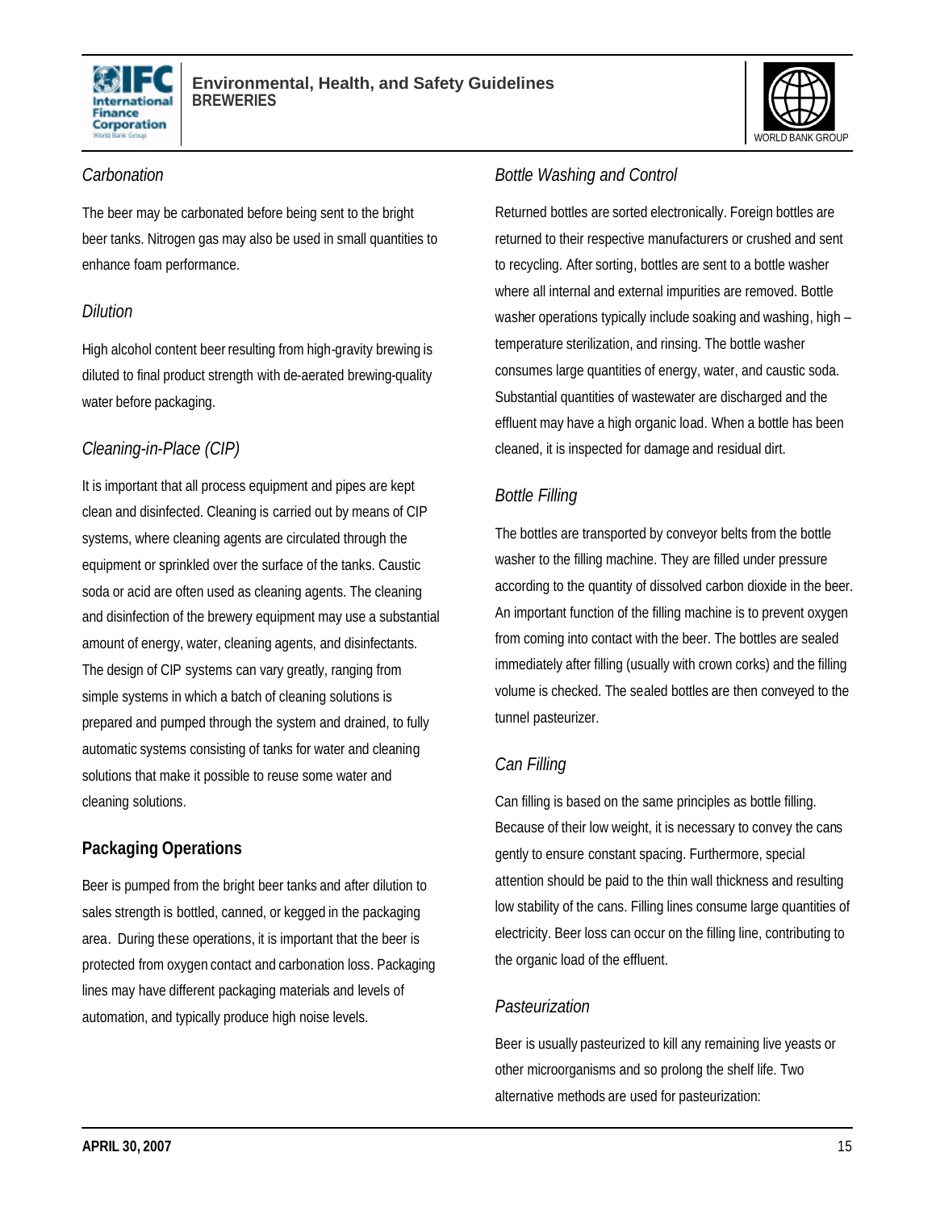*Carbonation*

The beer may be carbonated before being sent to the bright beer tanks. Nitrogen gas may also be used in small quantities to enhance foam performance.

*Dilution*

High alcohol content beer resulting from high-gravity brewing is diluted to final product strength with de-aerated brewing-quality water before packaging.

*Cleaning-in-Place (CIP)*

It is important that all process equipment and pipes are kept clean and disinfected. Cleaning is carried out by means of CIP systems, where cleaning agents are circulated through the equipment or sprinkled over the surface of the tanks. Caustic soda or acid are often used as cleaning agents. The cleaning and disinfection of the brewery equipment may use a substantial amount of energy, water, cleaning agents, and disinfectants. The design of CIP systems can vary greatly, ranging from simple systems in which a batch of cleaning solutions is prepared and pumped through the system and drained, to fully automatic systems consisting of tanks for water and cleaning solutions that make it possible to reuse some water and cleaning solutions.

## Packaging Operations

Beer is pumped from the bright beer tanks and after dilution to sales strength is bottled, canned, or kegged in the packaging area. During these operations, it is important that the beer is protected from oxygen contact and carbonation loss. Packaging lines may have different packaging materials and levels of automation, and typically produce high noise levels.

*Bottle Washing and Control*

Returned bottles are sorted electronically. Foreign bottles are returned to their respective manufacturers or crushed and sent to recycling. After sorting, bottles are sent to a bottle washer where all internal and external impurities are removed. Bottle washer operations typically include soaking and washing, high – temperature sterilization, and rinsing. The bottle washer consumes large quantities of energy, water, and caustic soda. Substantial quantities of wastewater are discharged and the effluent may have a high organic load. When a bottle has been cleaned, it is inspected for damage and residual dirt.

*Bottle Filling*

The bottles are transported by conveyor belts from the bottle washer to the filling machine. They are filled under pressure according to the quantity of dissolved carbon dioxide in the beer. An important function of the filling machine is to prevent oxygen from coming into contact with the beer. The bottles are sealed immediately after filling (usually with crown corks) and the filling volume is checked. The sealed bottles are then conveyed to the tunnel pasteurizer.

*Can Filling*

Can filling is based on the same principles as bottle filling. Because of their low weight, it is necessary to convey the cans gently to ensure constant spacing. Furthermore, special attention should be paid to the thin wall thickness and resulting low stability of the cans. Filling lines consume large quantities of electricity. Beer loss can occur on the filling line, contributing to the organic load of the effluent.

*Pasteurization*

Beer is usually pasteurized to kill any remaining live yeasts or other microorganisms and so prolong the shelf life. Two alternative methods are used for pasteurization: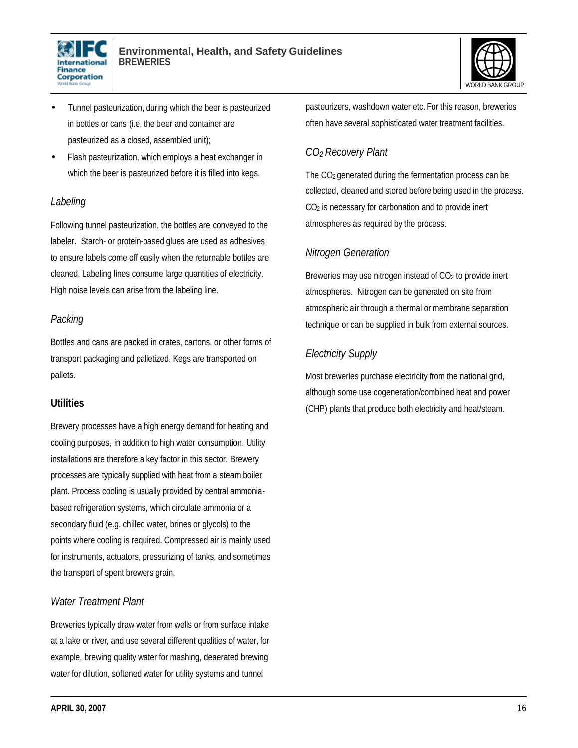- Tunnel pasteurization, during which the beer is pasteurized in bottles or cans (i.e. the beer and container are pasteurized as a closed, assembled unit);
- Flash pasteurization, which employs a heat exchanger in which the beer is pasteurized before it is filled into kegs.

### *Labeling*

Following tunnel pasteurization, the bottles are conveyed to the labeler. Starch- or protein-based glues are used as adhesives to ensure labels come off easily when the returnable bottles are cleaned. Labeling lines consume large quantities of electricity. High noise levels can arise from the labeling line.

### *Packing*

Bottles and cans are packed in crates, cartons, or other forms of transport packaging and palletized. Kegs are transported on pallets.

## Utilities

Brewery processes have a high energy demand for heating and cooling purposes, in addition to high water consumption. Utility installations are therefore a key factor in this sector. Brewery processes are typically supplied with heat from a steam boiler plant. Process cooling is usually provided by central ammonia-based refrigeration systems, which circulate ammonia or a secondary fluid (e.g. chilled water, brines or glycols) to the points where cooling is required. Compressed air is mainly used for instruments, actuators, pressurizing of tanks, and sometimes the transport of spent brewers grain.

### *Water Treatment Plant*

Breweries typically draw water from wells or from surface intake at a lake or river, and use several different qualities of water, for example, brewing quality water for mashing, deaerated brewing water for dilution, softened water for utility systems and tunnel pasteurizers, washdown water etc. For this reason, breweries often have several sophisticated water treatment facilities.

### *$CO_2$ Recovery Plant*

The $CO_2$ generated during the fermentation process can be collected, cleaned and stored before being used in the process. $CO_2$ is necessary for carbonation and to provide inert atmospheres as required by the process.

### *Nitrogen Generation*

Breweries may use nitrogen instead of $CO_2$ to provide inert atmospheres. Nitrogen can be generated on site from atmospheric air through a thermal or membrane separation technique or can be supplied in bulk from external sources.

### *Electricity Supply*

Most breweries purchase electricity from the national grid, although some use cogeneration/combined heat and power (CHP) plants that produce both electricity and heat/steam.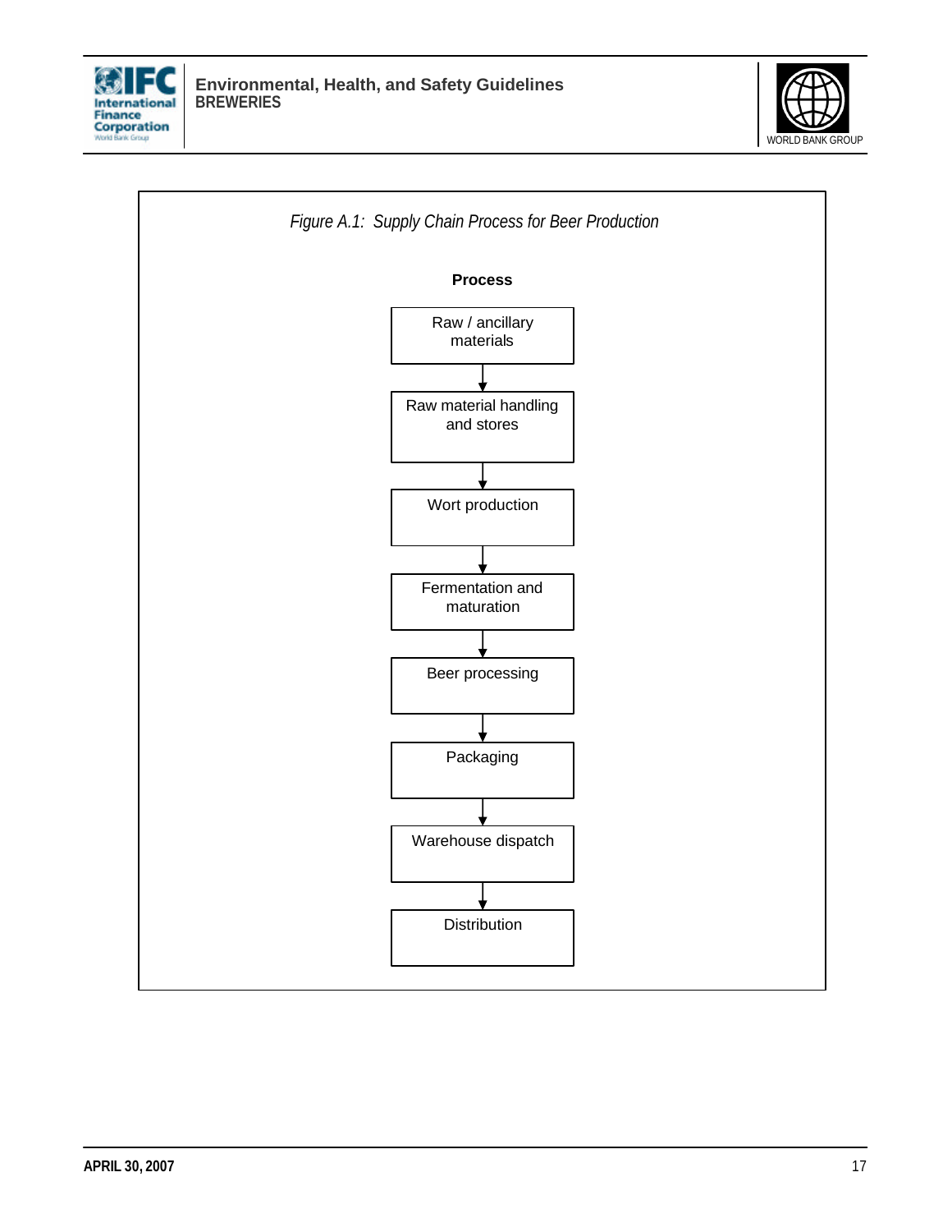*Figure A.1: Supply Chain Process for Beer Production*

**Process**

Raw / ancillary materials

Raw material handling and stores

Wort production

Fermentation and maturation

Beer processing

Packaging

Warehouse dispatch

Distribution